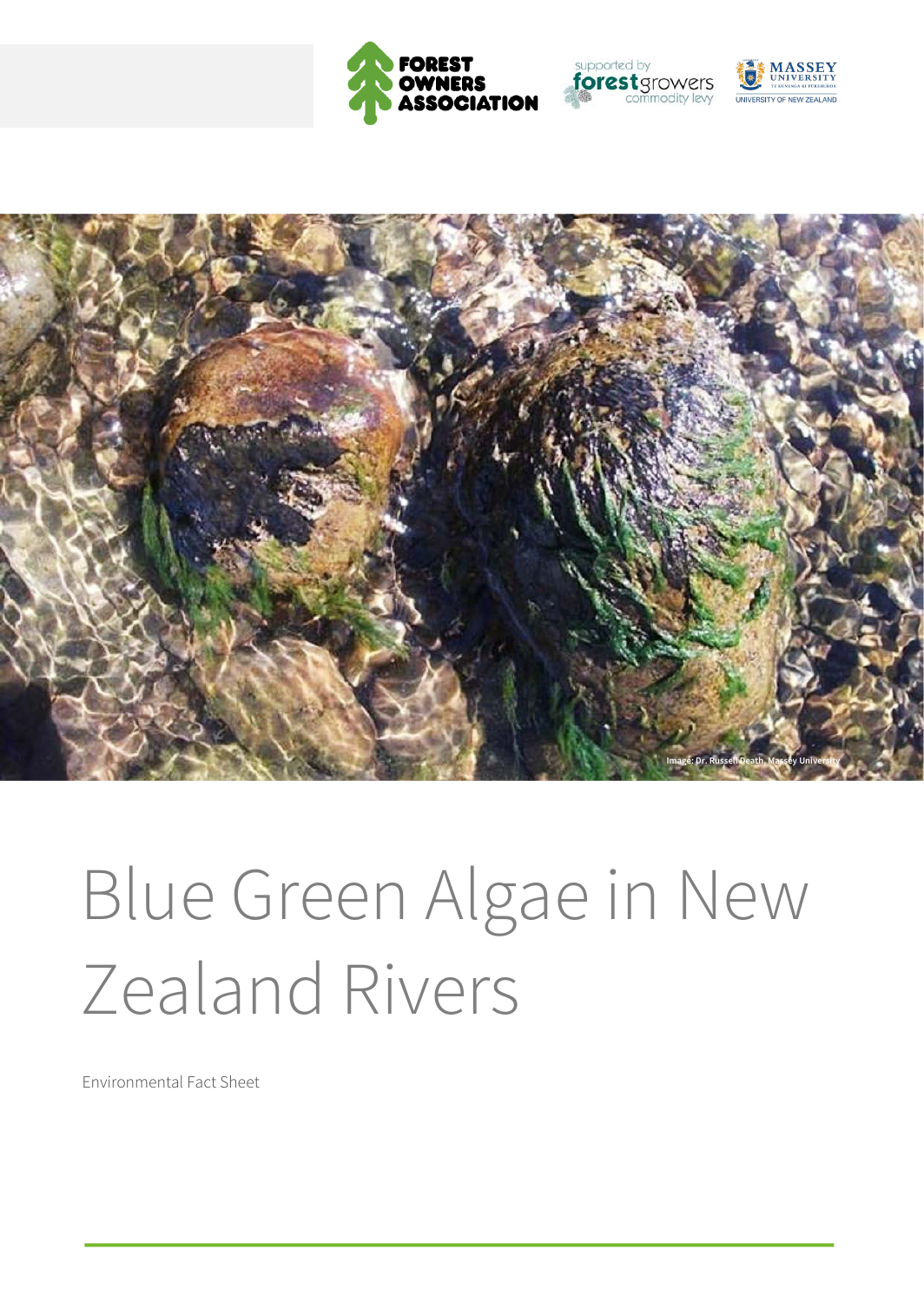Image: Dr. Russell Death, Massey University

# Blue Green Algae in New Zealand Rivers

Environmental Fact Sheet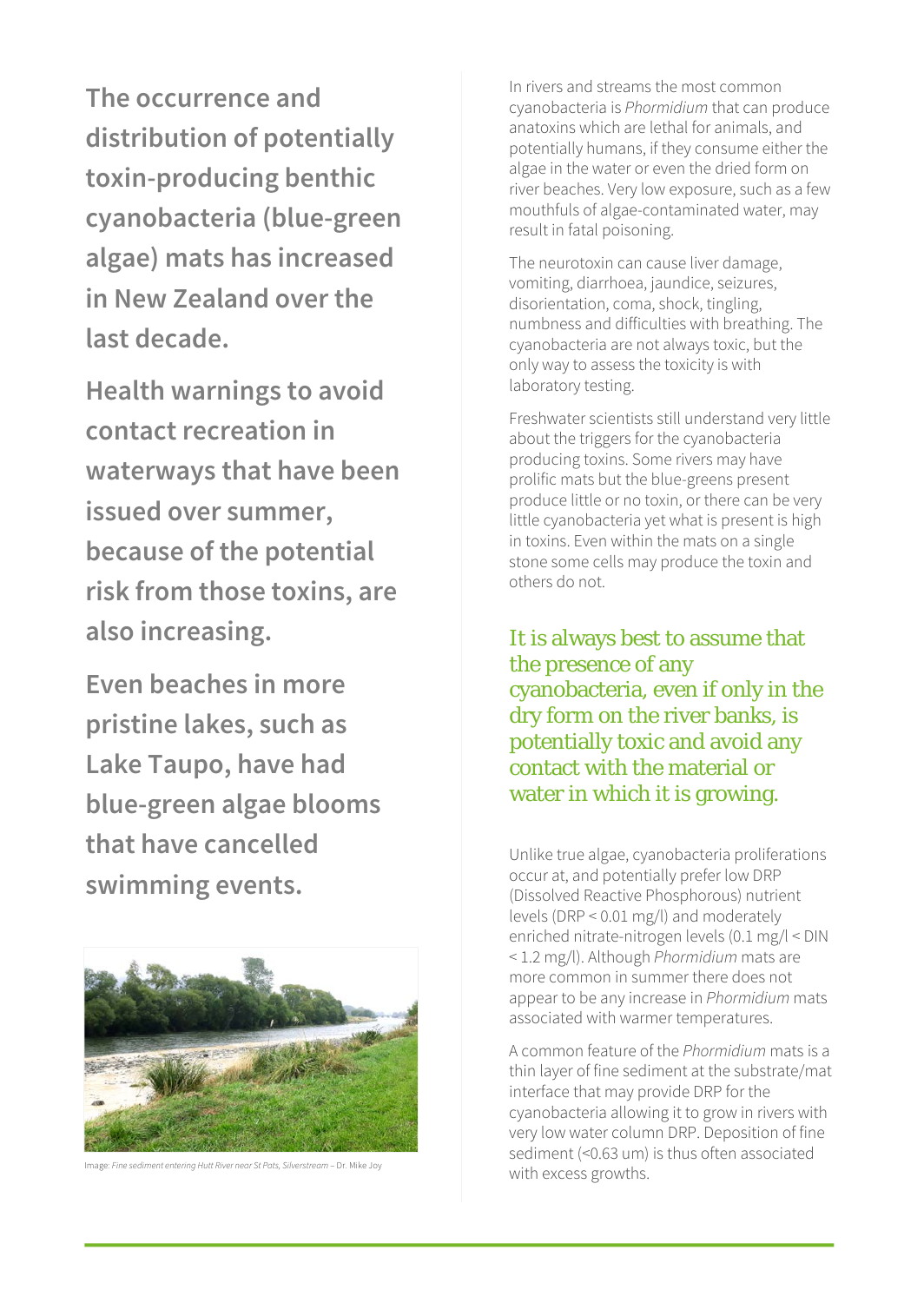**The occurrence and distribution of potentially toxin-producing benthic cyanobacteria (blue-green algae) mats has increased in New Zealand over the last decade.**

**Health warnings to avoid contact recreation in waterways that have been issued over summer, because of the potential risk from those toxins, are also increasing.**

**Even beaches in more pristine lakes, such as Lake Taupo, have had blue-green algae blooms that have cancelled swimming events.**

Image: *Fine sediment entering Hutt River near St Pats, Silverstream* – Dr. Mike Joy

In rivers and streams the most common cyanobacteria is *Phormidium* that can produce anatoxins which are lethal for animals, and potentially humans, if they consume either the algae in the water or even the dried form on river beaches. Very low exposure, such as a few mouthfuls of algae-contaminated water, may result in fatal poisoning.

The neurotoxin can cause liver damage, vomiting, diarrhoea, jaundice, seizures, disorientation, coma, shock, tingling, numbness and difficulties with breathing. The cyanobacteria are not always toxic, but the only way to assess the toxicity is with laboratory testing.

Freshwater scientists still understand very little about the triggers for the cyanobacteria producing toxins. Some rivers may have prolific mats but the blue-greens present produce little or no toxin, or there can be very little cyanobacteria yet what is present is high in toxins. Even within the mats on a single stone some cells may produce the toxin and others do not.

> It is always best to assume that the presence of any cyanobacteria, even if only in the dry form on the river banks, is potentially toxic and avoid any contact with the material or water in which it is growing.

Unlike true algae, cyanobacteria proliferations occur at, and potentially prefer low DRP (Dissolved Reactive Phosphorous) nutrient levels (DRP < 0.01 mg/l) and moderately enriched nitrate-nitrogen levels (0.1 mg/l < DIN < 1.2 mg/l). Although *Phormidium* mats are more common in summer there does not appear to be any increase in *Phormidium* mats associated with warmer temperatures.

A common feature of the *Phormidium* mats is a thin layer of fine sediment at the substrate/mat interface that may provide DRP for the cyanobacteria allowing it to grow in rivers with very low water column DRP. Deposition of fine sediment (<0.63 um) is thus often associated with excess growths.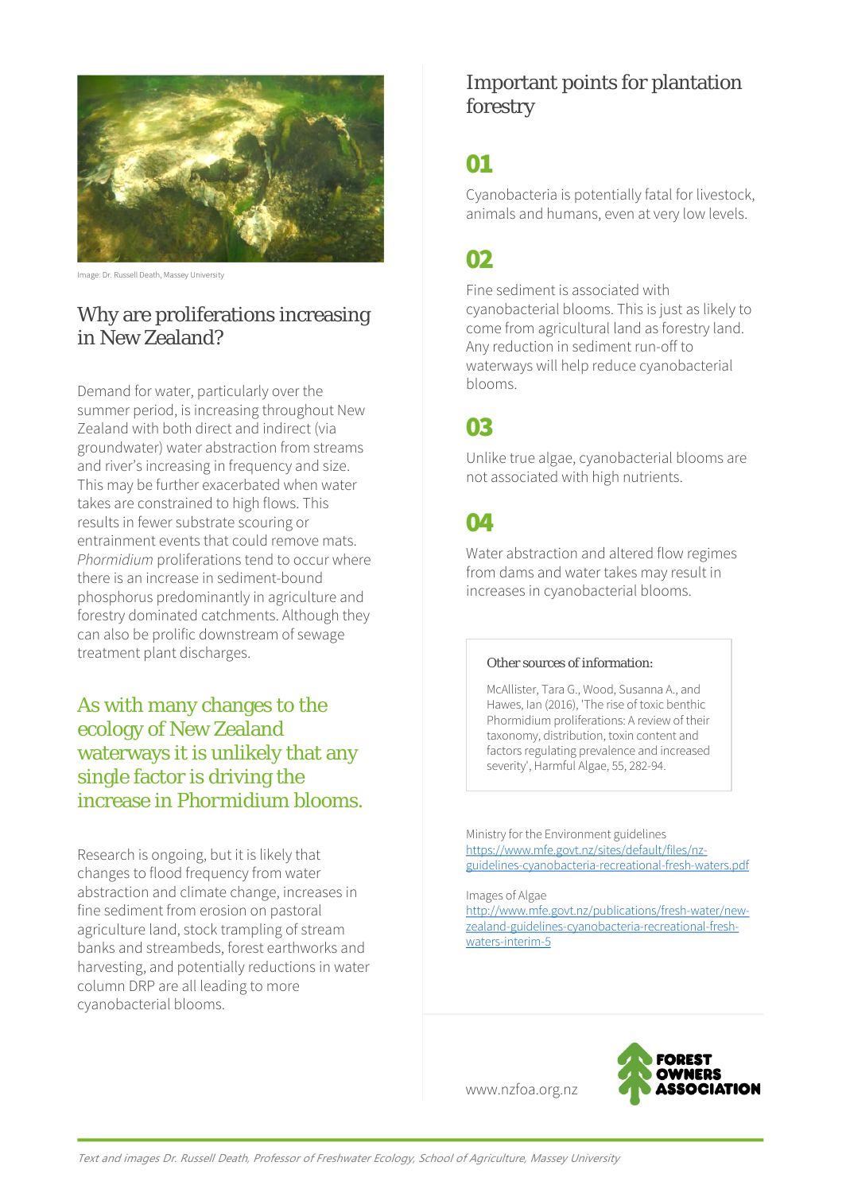Image: Dr. Russell Death, Massey University

## Why are proliferations increasing in New Zealand?

Demand for water, particularly over the summer period, is increasing throughout New Zealand with both direct and indirect (via groundwater) water abstraction from streams and river's increasing in frequency and size. This may be further exacerbated when water takes are constrained to high flows. This results in fewer substrate scouring or entrainment events that could remove mats. *Phormidium* proliferations tend to occur where there is an increase in sediment-bound phosphorus predominantly in agriculture and forestry dominated catchments. Although they can also be prolific downstream of sewage treatment plant discharges.

> As with many changes to the ecology of New Zealand waterways it is unlikely that any single factor is driving the increase in Phormidium blooms.

Research is ongoing, but it is likely that changes to flood frequency from water abstraction and climate change, increases in fine sediment from erosion on pastoral agriculture land, stock trampling of stream banks and streambeds, forest earthworks and harvesting, and potentially reductions in water column DRP are all leading to more cyanobacterial blooms.

## Important points for plantation forestry

### 01

Cyanobacteria is potentially fatal for livestock, animals and humans, even at very low levels.

### 02

Fine sediment is associated with cyanobacterial blooms. This is just as likely to come from agricultural land as forestry land. Any reduction in sediment run-off to waterways will help reduce cyanobacterial blooms.

### 03

Unlike true algae, cyanobacterial blooms are not associated with high nutrients.

### 04

Water abstraction and altered flow regimes from dams and water takes may result in increases in cyanobacterial blooms.

**Other sources of information:**

McAllister, Tara G., Wood, Susanna A., and Hawes, Ian (2016), 'The rise of toxic benthic Phormidium proliferations: A review of their taxonomy, distribution, toxin content and factors regulating prevalence and increased severity', Harmful Algae, 55, 282-94.

Ministry for the Environment guidelines
https://www.mfe.govt.nz/sites/default/files/nz-guidelines-cyanobacteria-recreational-fresh-waters.pdf

Images of Algae
http://www.mfe.govt.nz/publications/fresh-water/new-zealand-guidelines-cyanobacteria-recreational-fresh-waters-interim-5

www.nzfoa.org.nz

FOREST OWNERS ASSOCIATION

*Text and images Dr. Russell Death, Professor of Freshwater Ecology, School of Agriculture, Massey University*